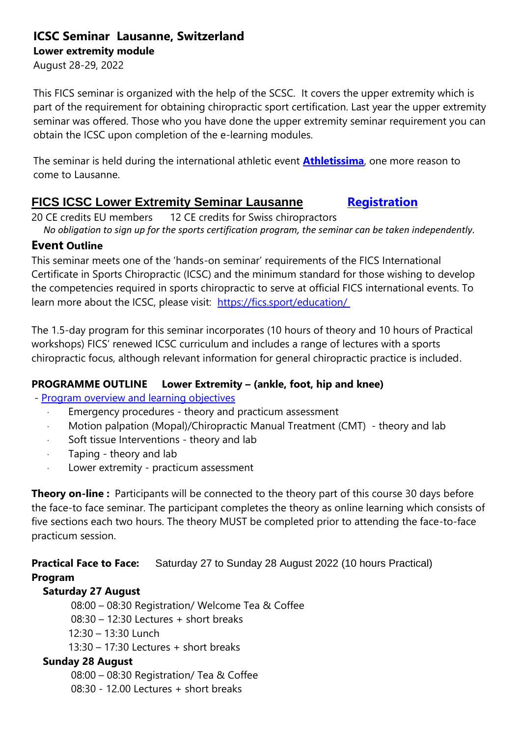## ICSC Seminar  Lausanne, Switzerland

**Lower extremity module**

August 28-29, 2022

This FICS seminar is organized with the help of the SCSC. It covers the upper extremity which is part of the requirement for obtaining chiropractic sport certification. Last year the upper extremity seminar was offered. Those who you have done the upper extremity seminar requirement you can obtain the ICSC upon completion of the e-learning modules.

The seminar is held during the international athletic event **Athletissima**, one more reason to come to Lausanne.

## FICS ICSC Lower Extremity Seminar Lausanne    **Registration**

20 CE credits EU members    12 CE credits for Swiss chiropractors

*No obligation to sign up for the sports certification program, the seminar can be taken independently.*

### Event Outline

This seminar meets one of the 'hands-on seminar' requirements of the FICS International Certificate in Sports Chiropractic (ICSC) and the minimum standard for those wishing to develop the competencies required in sports chiropractic to serve at official FICS international events. To learn more about the ICSC, please visit: https://fics.sport/education/

The 1.5-day program for this seminar incorporates (10 hours of theory and 10 hours of Practical workshops) FICS' renewed ICSC curriculum and includes a range of lectures with a sports chiropractic focus, although relevant information for general chiropractic practice is included.

**PROGRAMME OUTLINE    Lower Extremity – (ankle, foot, hip and knee)**

- Program overview and learning objectives
  - Emergency procedures - theory and practicum assessment
  - Motion palpation (Mopal)/Chiropractic Manual Treatment (CMT) - theory and lab
  - Soft tissue Interventions - theory and lab
  - Taping - theory and lab
  - Lower extremity - practicum assessment

**Theory on-line :** Participants will be connected to the theory part of this course 30 days before the face-to face seminar. The participant completes the theory as online learning which consists of five sections each two hours. The theory MUST be completed prior to attending the face-to-face practicum session.

**Practical Face to Face:** Saturday 27 to Sunday 28 August 2022 (10 hours Practical)

**Program**

**Saturday 27 August**

08:00 – 08:30 Registration/ Welcome Tea & Coffee
08:30 – 12:30 Lectures + short breaks
12:30 – 13:30 Lunch
13:30 – 17:30 Lectures + short breaks

**Sunday 28 August**

08:00 – 08:30 Registration/ Tea & Coffee
08:30 - 12.00 Lectures + short breaks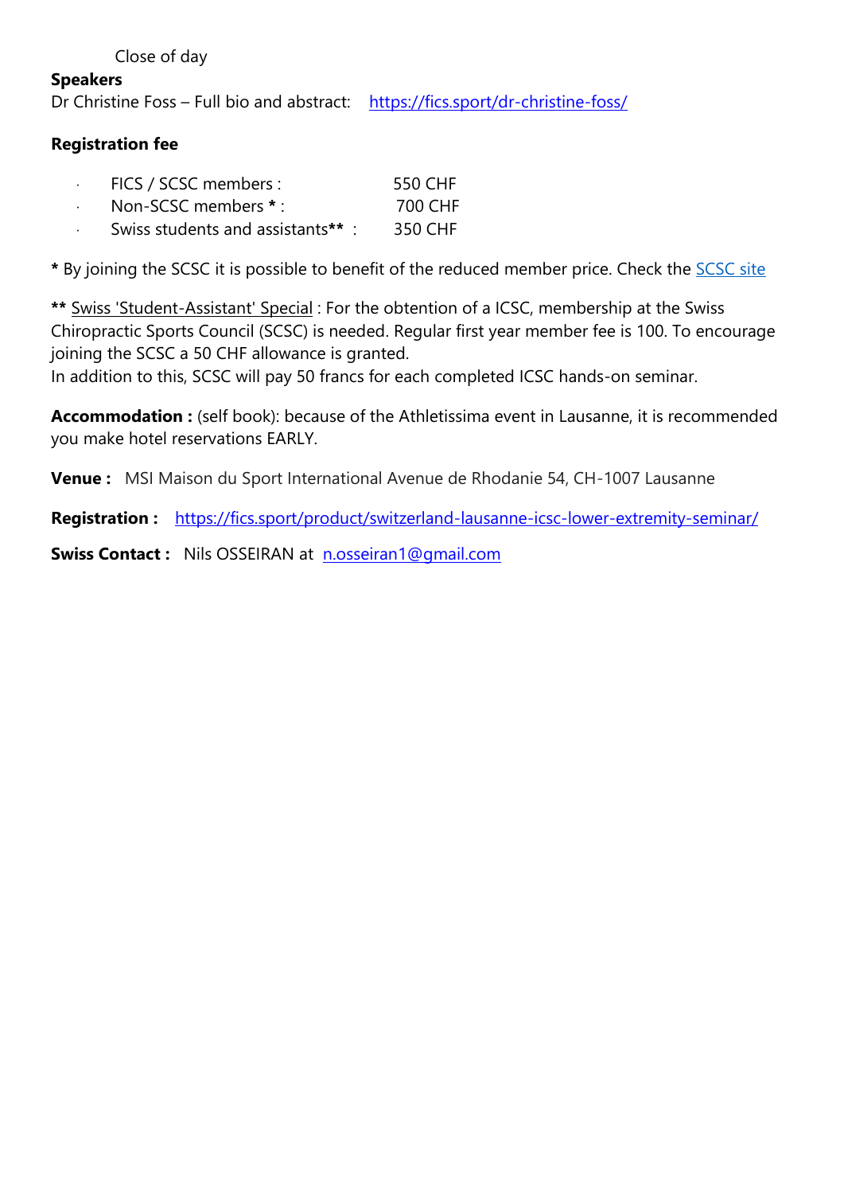Close of day

**Speakers**

Dr Christine Foss – Full bio and abstract: https://fics.sport/dr-christine-foss/

**Registration fee**

- FICS / SCSC members : 550 CHF
- Non-SCSC members * : 700 CHF
- Swiss students and assistants** : 350 CHF

* By joining the SCSC it is possible to benefit of the reduced member price. Check the SCSC site

** Swiss 'Student-Assistant' Special : For the obtention of a ICSC, membership at the Swiss Chiropractic Sports Council (SCSC) is needed. Regular first year member fee is 100. To encourage joining the SCSC a 50 CHF allowance is granted.
In addition to this, SCSC will pay 50 francs for each completed ICSC hands-on seminar.

**Accommodation :** (self book): because of the Athletissima event in Lausanne, it is recommended you make hotel reservations EARLY.

**Venue :** MSI Maison du Sport International Avenue de Rhodanie 54, CH-1007 Lausanne

**Registration :** https://fics.sport/product/switzerland-lausanne-icsc-lower-extremity-seminar/

**Swiss Contact :** Nils OSSEIRAN at n.osseiran1@gmail.com